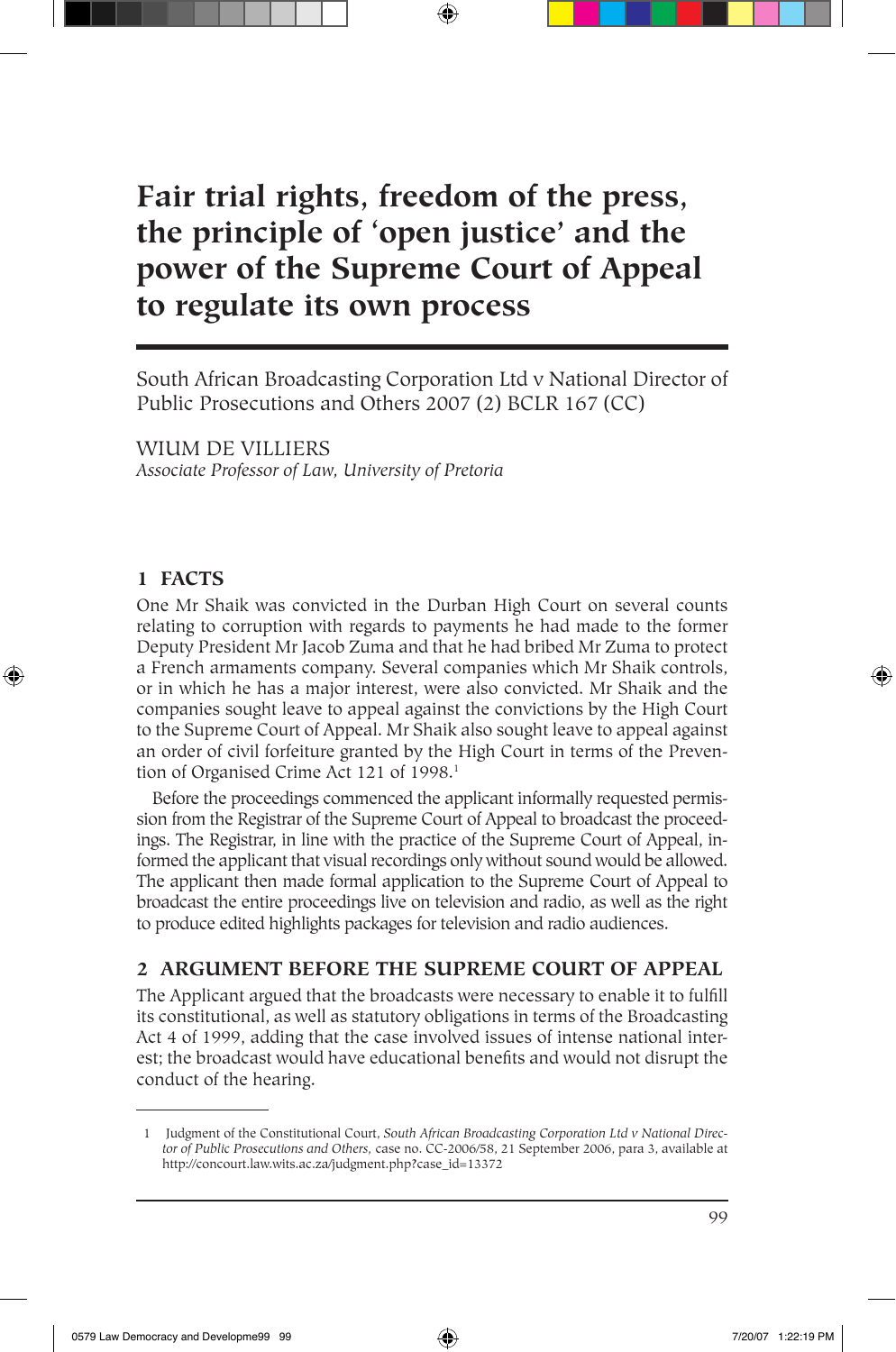# Fair trial rights, freedom of the press, the principle of 'open justice' and the power of the Supreme Court of Appeal to regulate its own process

South African Broadcasting Corporation Ltd v National Director of Public Prosecutions and Others 2007 (2) BCLR 167 (CC)

WIUM DE VILLIERS
*Associate Professor of Law, University of Pretoria*

## 1 FACTS

One Mr Shaik was convicted in the Durban High Court on several counts relating to corruption with regards to payments he had made to the former Deputy President Mr Jacob Zuma and that he had bribed Mr Zuma to protect a French armaments company. Several companies which Mr Shaik controls, or in which he has a major interest, were also convicted. Mr Shaik and the companies sought leave to appeal against the convictions by the High Court to the Supreme Court of Appeal. Mr Shaik also sought leave to appeal against an order of civil forfeiture granted by the High Court in terms of the Prevention of Organised Crime Act 121 of 1998.[1]

Before the proceedings commenced the applicant informally requested permission from the Registrar of the Supreme Court of Appeal to broadcast the proceedings. The Registrar, in line with the practice of the Supreme Court of Appeal, informed the applicant that visual recordings only without sound would be allowed. The applicant then made formal application to the Supreme Court of Appeal to broadcast the entire proceedings live on television and radio, as well as the right to produce edited highlights packages for television and radio audiences.

## 2 ARGUMENT BEFORE THE SUPREME COURT OF APPEAL

The Applicant argued that the broadcasts were necessary to enable it to fulfill its constitutional, as well as statutory obligations in terms of the Broadcasting Act 4 of 1999, adding that the case involved issues of intense national interest; the broadcast would have educational benefits and would not disrupt the conduct of the hearing.

---

1 Judgment of the Constitutional Court, *South African Broadcasting Corporation Ltd v National Director of Public Prosecutions and Others,* case no. CC-2006/58, 21 September 2006, para 3, available at http://concourt.law.wits.ac.za/judgment.php?case_id=13372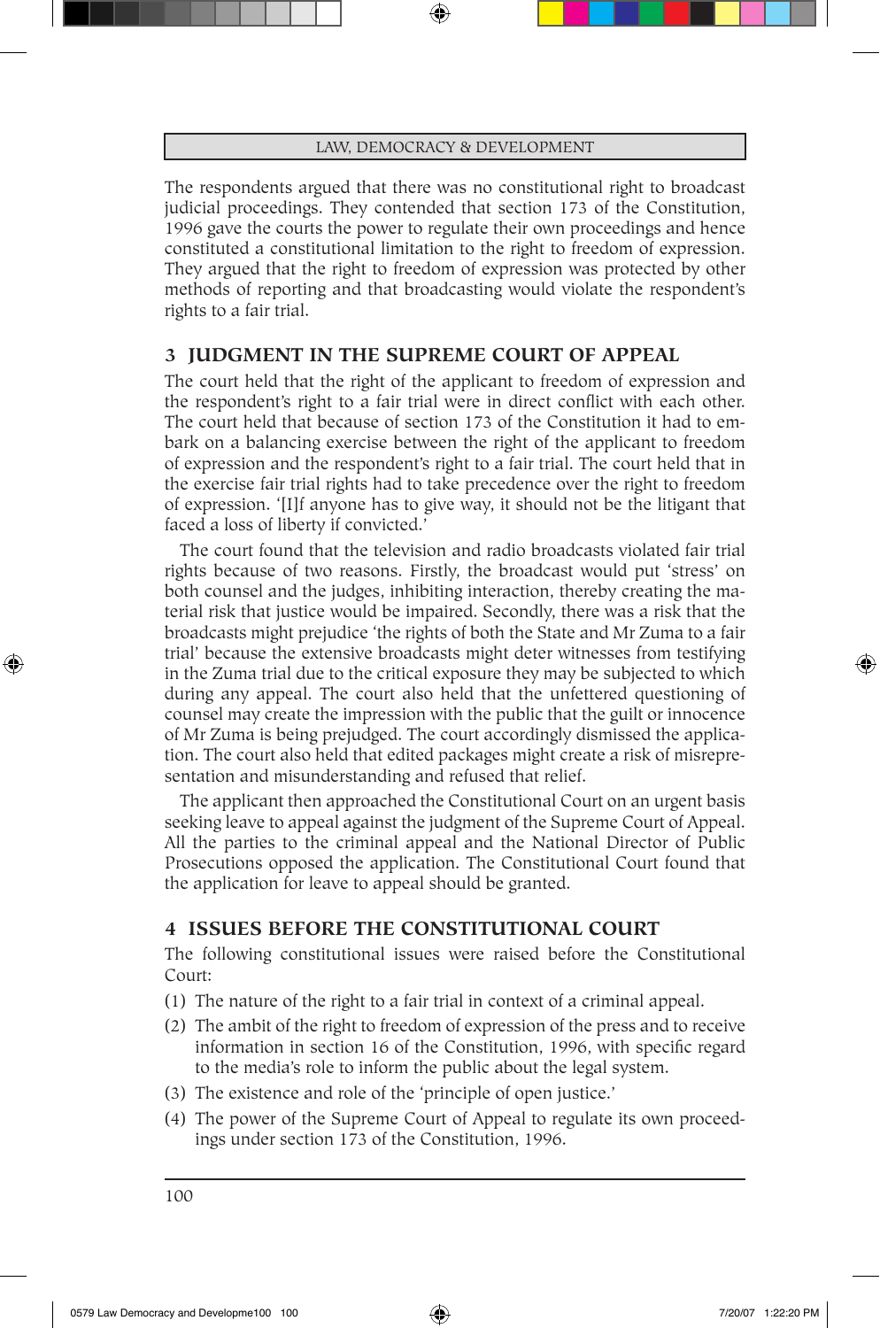The respondents argued that there was no constitutional right to broadcast judicial proceedings. They contended that section 173 of the Constitution, 1996 gave the courts the power to regulate their own proceedings and hence constituted a constitutional limitation to the right to freedom of expression. They argued that the right to freedom of expression was protected by other methods of reporting and that broadcasting would violate the respondent's rights to a fair trial.

## 3 JUDGMENT IN THE SUPREME COURT OF APPEAL

The court held that the right of the applicant to freedom of expression and the respondent's right to a fair trial were in direct conflict with each other. The court held that because of section 173 of the Constitution it had to embark on a balancing exercise between the right of the applicant to freedom of expression and the respondent's right to a fair trial. The court held that in the exercise fair trial rights had to take precedence over the right to freedom of expression. '[I]f anyone has to give way, it should not be the litigant that faced a loss of liberty if convicted.'

The court found that the television and radio broadcasts violated fair trial rights because of two reasons. Firstly, the broadcast would put 'stress' on both counsel and the judges, inhibiting interaction, thereby creating the material risk that justice would be impaired. Secondly, there was a risk that the broadcasts might prejudice 'the rights of both the State and Mr Zuma to a fair trial' because the extensive broadcasts might deter witnesses from testifying in the Zuma trial due to the critical exposure they may be subjected to which during any appeal. The court also held that the unfettered questioning of counsel may create the impression with the public that the guilt or innocence of Mr Zuma is being prejudged. The court accordingly dismissed the application. The court also held that edited packages might create a risk of misrepresentation and misunderstanding and refused that relief.

The applicant then approached the Constitutional Court on an urgent basis seeking leave to appeal against the judgment of the Supreme Court of Appeal. All the parties to the criminal appeal and the National Director of Public Prosecutions opposed the application. The Constitutional Court found that the application for leave to appeal should be granted.

## 4 ISSUES BEFORE THE CONSTITUTIONAL COURT

The following constitutional issues were raised before the Constitutional Court:

(1) The nature of the right to a fair trial in context of a criminal appeal.

(2) The ambit of the right to freedom of expression of the press and to receive information in section 16 of the Constitution, 1996, with specific regard to the media's role to inform the public about the legal system.

(3) The existence and role of the 'principle of open justice.'

(4) The power of the Supreme Court of Appeal to regulate its own proceedings under section 173 of the Constitution, 1996.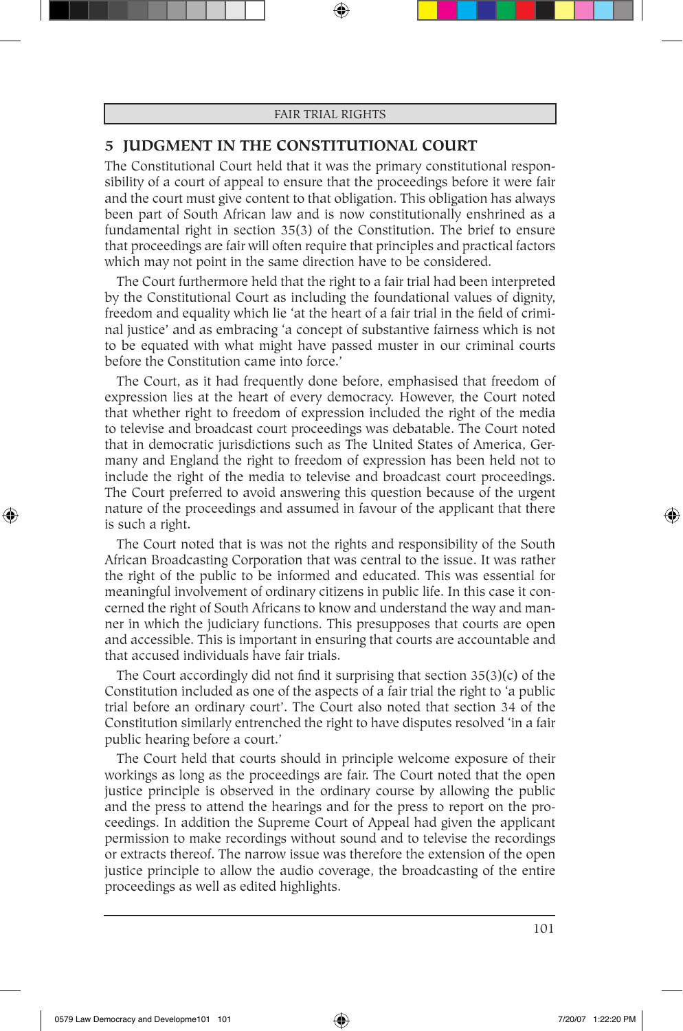## 5 JUDGMENT IN THE CONSTITUTIONAL COURT

The Constitutional Court held that it was the primary constitutional responsibility of a court of appeal to ensure that the proceedings before it were fair and the court must give content to that obligation. This obligation has always been part of South African law and is now constitutionally enshrined as a fundamental right in section 35(3) of the Constitution. The brief to ensure that proceedings are fair will often require that principles and practical factors which may not point in the same direction have to be considered.

The Court furthermore held that the right to a fair trial had been interpreted by the Constitutional Court as including the foundational values of dignity, freedom and equality which lie 'at the heart of a fair trial in the field of criminal justice' and as embracing 'a concept of substantive fairness which is not to be equated with what might have passed muster in our criminal courts before the Constitution came into force.'

The Court, as it had frequently done before, emphasised that freedom of expression lies at the heart of every democracy. However, the Court noted that whether right to freedom of expression included the right of the media to televise and broadcast court proceedings was debatable. The Court noted that in democratic jurisdictions such as The United States of America, Germany and England the right to freedom of expression has been held not to include the right of the media to televise and broadcast court proceedings. The Court preferred to avoid answering this question because of the urgent nature of the proceedings and assumed in favour of the applicant that there is such a right.

The Court noted that is was not the rights and responsibility of the South African Broadcasting Corporation that was central to the issue. It was rather the right of the public to be informed and educated. This was essential for meaningful involvement of ordinary citizens in public life. In this case it concerned the right of South Africans to know and understand the way and manner in which the judiciary functions. This presupposes that courts are open and accessible. This is important in ensuring that courts are accountable and that accused individuals have fair trials.

The Court accordingly did not find it surprising that section 35(3)(c) of the Constitution included as one of the aspects of a fair trial the right to 'a public trial before an ordinary court'. The Court also noted that section 34 of the Constitution similarly entrenched the right to have disputes resolved 'in a fair public hearing before a court.'

The Court held that courts should in principle welcome exposure of their workings as long as the proceedings are fair. The Court noted that the open justice principle is observed in the ordinary course by allowing the public and the press to attend the hearings and for the press to report on the proceedings. In addition the Supreme Court of Appeal had given the applicant permission to make recordings without sound and to televise the recordings or extracts thereof. The narrow issue was therefore the extension of the open justice principle to allow the audio coverage, the broadcasting of the entire proceedings as well as edited highlights.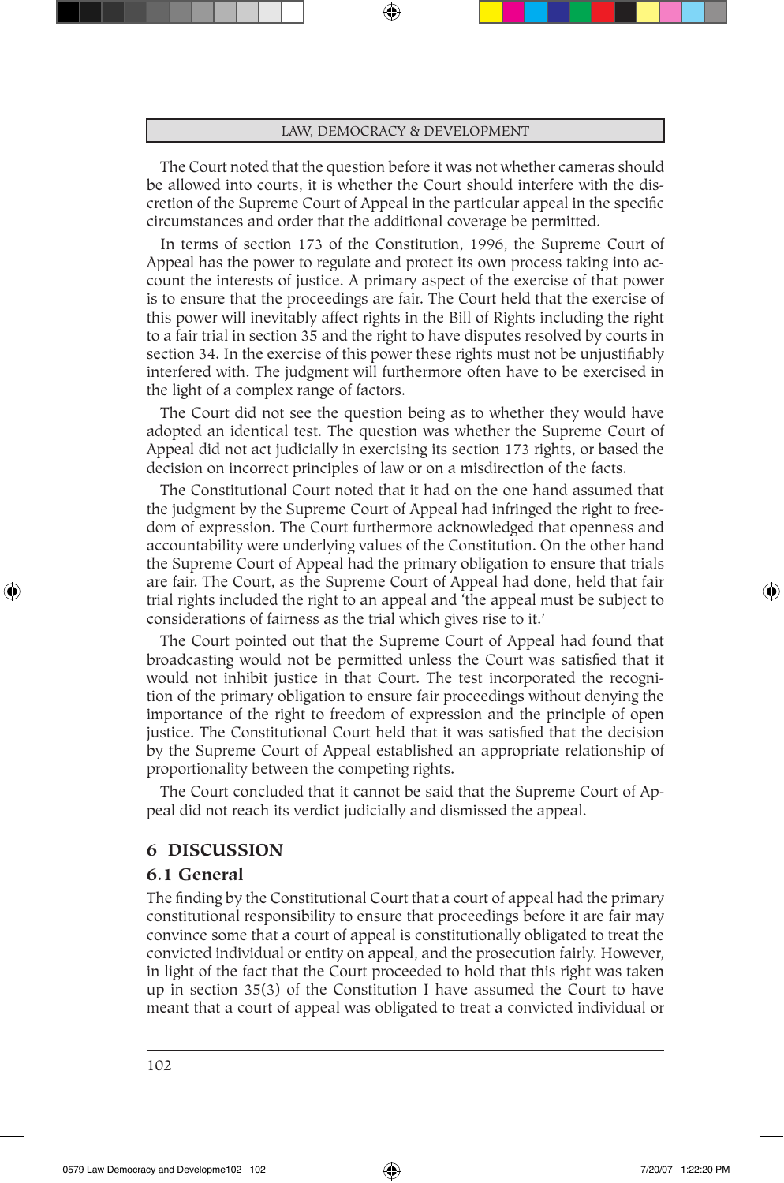The Court noted that the question before it was not whether cameras should be allowed into courts, it is whether the Court should interfere with the discretion of the Supreme Court of Appeal in the particular appeal in the specific circumstances and order that the additional coverage be permitted.

In terms of section 173 of the Constitution, 1996, the Supreme Court of Appeal has the power to regulate and protect its own process taking into account the interests of justice. A primary aspect of the exercise of that power is to ensure that the proceedings are fair. The Court held that the exercise of this power will inevitably affect rights in the Bill of Rights including the right to a fair trial in section 35 and the right to have disputes resolved by courts in section 34. In the exercise of this power these rights must not be unjustifiably interfered with. The judgment will furthermore often have to be exercised in the light of a complex range of factors.

The Court did not see the question being as to whether they would have adopted an identical test. The question was whether the Supreme Court of Appeal did not act judicially in exercising its section 173 rights, or based the decision on incorrect principles of law or on a misdirection of the facts.

The Constitutional Court noted that it had on the one hand assumed that the judgment by the Supreme Court of Appeal had infringed the right to freedom of expression. The Court furthermore acknowledged that openness and accountability were underlying values of the Constitution. On the other hand the Supreme Court of Appeal had the primary obligation to ensure that trials are fair. The Court, as the Supreme Court of Appeal had done, held that fair trial rights included the right to an appeal and 'the appeal must be subject to considerations of fairness as the trial which gives rise to it.'

The Court pointed out that the Supreme Court of Appeal had found that broadcasting would not be permitted unless the Court was satisfied that it would not inhibit justice in that Court. The test incorporated the recognition of the primary obligation to ensure fair proceedings without denying the importance of the right to freedom of expression and the principle of open justice. The Constitutional Court held that it was satisfied that the decision by the Supreme Court of Appeal established an appropriate relationship of proportionality between the competing rights.

The Court concluded that it cannot be said that the Supreme Court of Appeal did not reach its verdict judicially and dismissed the appeal.

## 6 DISCUSSION

### 6.1 General

The finding by the Constitutional Court that a court of appeal had the primary constitutional responsibility to ensure that proceedings before it are fair may convince some that a court of appeal is constitutionally obligated to treat the convicted individual or entity on appeal, and the prosecution fairly. However, in light of the fact that the Court proceeded to hold that this right was taken up in section 35(3) of the Constitution I have assumed the Court to have meant that a court of appeal was obligated to treat a convicted individual or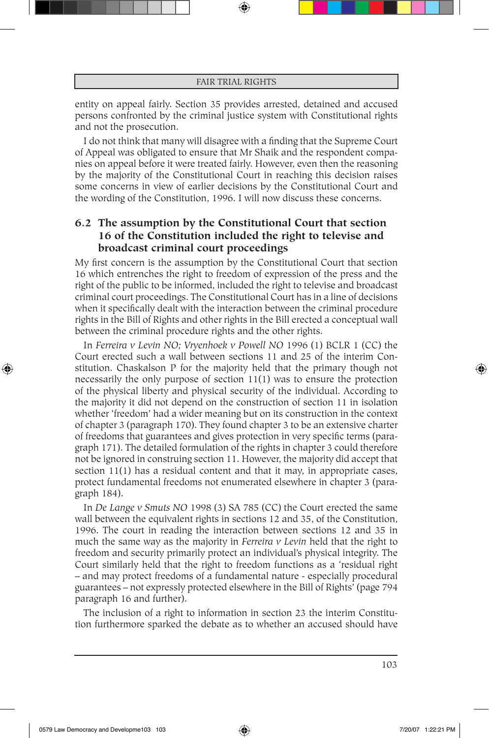entity on appeal fairly. Section 35 provides arrested, detained and accused persons confronted by the criminal justice system with Constitutional rights and not the prosecution.

I do not think that many will disagree with a finding that the Supreme Court of Appeal was obligated to ensure that Mr Shaik and the respondent companies on appeal before it were treated fairly. However, even then the reasoning by the majority of the Constitutional Court in reaching this decision raises some concerns in view of earlier decisions by the Constitutional Court and the wording of the Constitution, 1996. I will now discuss these concerns.

## 6.2 The assumption by the Constitutional Court that section 16 of the Constitution included the right to televise and broadcast criminal court proceedings

My first concern is the assumption by the Constitutional Court that section 16 which entrenches the right to freedom of expression of the press and the right of the public to be informed, included the right to televise and broadcast criminal court proceedings. The Constitutional Court has in a line of decisions when it specifically dealt with the interaction between the criminal procedure rights in the Bill of Rights and other rights in the Bill erected a conceptual wall between the criminal procedure rights and the other rights.

In *Ferreira v Levin NO; Vryenhoek v Powell NO* 1996 (1) BCLR 1 (CC) the Court erected such a wall between sections 11 and 25 of the interim Constitution. Chaskalson P for the majority held that the primary though not necessarily the only purpose of section 11(1) was to ensure the protection of the physical liberty and physical security of the individual. According to the majority it did not depend on the construction of section 11 in isolation whether 'freedom' had a wider meaning but on its construction in the context of chapter 3 (paragraph 170). They found chapter 3 to be an extensive charter of freedoms that guarantees and gives protection in very specific terms (paragraph 171). The detailed formulation of the rights in chapter 3 could therefore not be ignored in construing section 11. However, the majority did accept that section 11(1) has a residual content and that it may, in appropriate cases, protect fundamental freedoms not enumerated elsewhere in chapter 3 (paragraph 184).

In *De Lange v Smuts NO* 1998 (3) SA 785 (CC) the Court erected the same wall between the equivalent rights in sections 12 and 35, of the Constitution, 1996. The court in reading the interaction between sections 12 and 35 in much the same way as the majority in *Ferreira v Levin* held that the right to freedom and security primarily protect an individual's physical integrity. The Court similarly held that the right to freedom functions as a 'residual right – and may protect freedoms of a fundamental nature - especially procedural guarantees – not expressly protected elsewhere in the Bill of Rights' (page 794 paragraph 16 and further).

The inclusion of a right to information in section 23 the interim Constitution furthermore sparked the debate as to whether an accused should have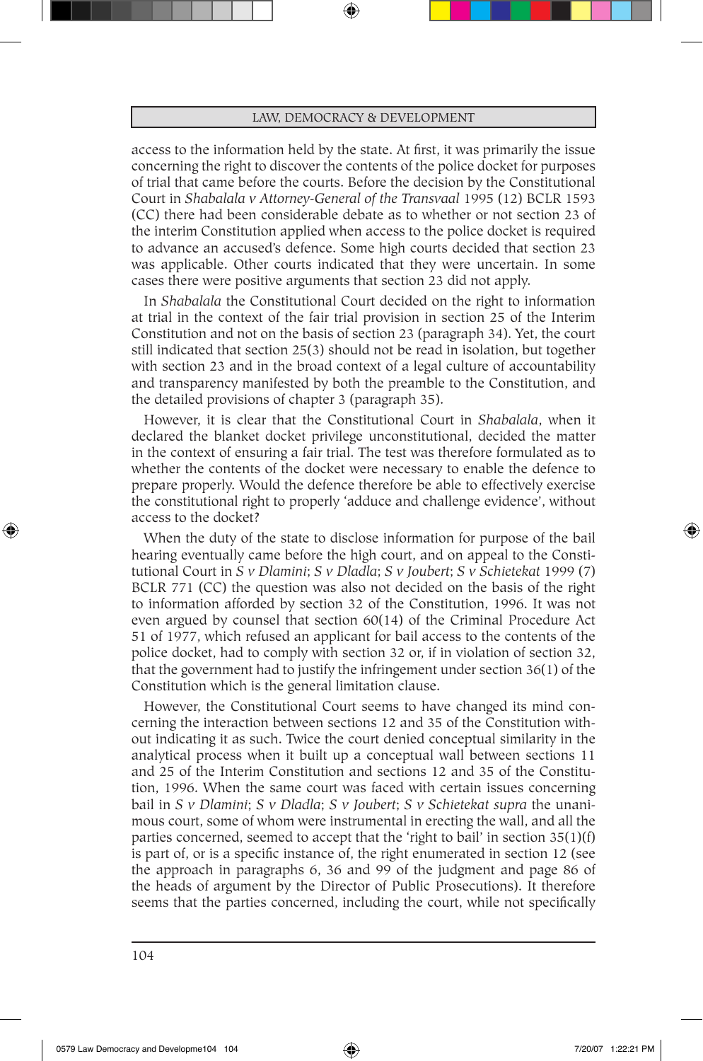access to the information held by the state. At first, it was primarily the issue concerning the right to discover the contents of the police docket for purposes of trial that came before the courts. Before the decision by the Constitutional Court in *Shabalala v Attorney-General of the Transvaal* 1995 (12) BCLR 1593 (CC) there had been considerable debate as to whether or not section 23 of the interim Constitution applied when access to the police docket is required to advance an accused's defence. Some high courts decided that section 23 was applicable. Other courts indicated that they were uncertain. In some cases there were positive arguments that section 23 did not apply.

In *Shabalala* the Constitutional Court decided on the right to information at trial in the context of the fair trial provision in section 25 of the Interim Constitution and not on the basis of section 23 (paragraph 34). Yet, the court still indicated that section 25(3) should not be read in isolation, but together with section 23 and in the broad context of a legal culture of accountability and transparency manifested by both the preamble to the Constitution, and the detailed provisions of chapter 3 (paragraph 35).

However, it is clear that the Constitutional Court in *Shabalala*, when it declared the blanket docket privilege unconstitutional, decided the matter in the context of ensuring a fair trial. The test was therefore formulated as to whether the contents of the docket were necessary to enable the defence to prepare properly. Would the defence therefore be able to effectively exercise the constitutional right to properly 'adduce and challenge evidence', without access to the docket?

When the duty of the state to disclose information for purpose of the bail hearing eventually came before the high court, and on appeal to the Constitutional Court in *S v Dlamini*; *S v Dladla*; *S v Joubert*; *S v Schietekat* 1999 (7) BCLR 771 (CC) the question was also not decided on the basis of the right to information afforded by section 32 of the Constitution, 1996. It was not even argued by counsel that section 60(14) of the Criminal Procedure Act 51 of 1977, which refused an applicant for bail access to the contents of the police docket, had to comply with section 32 or, if in violation of section 32, that the government had to justify the infringement under section 36(1) of the Constitution which is the general limitation clause.

However, the Constitutional Court seems to have changed its mind concerning the interaction between sections 12 and 35 of the Constitution without indicating it as such. Twice the court denied conceptual similarity in the analytical process when it built up a conceptual wall between sections 11 and 25 of the Interim Constitution and sections 12 and 35 of the Constitution, 1996. When the same court was faced with certain issues concerning bail in *S v Dlamini*; *S v Dladla*; *S v Joubert*; *S v Schietekat supra* the unanimous court, some of whom were instrumental in erecting the wall, and all the parties concerned, seemed to accept that the 'right to bail' in section 35(1)(f) is part of, or is a specific instance of, the right enumerated in section 12 (see the approach in paragraphs 6, 36 and 99 of the judgment and page 86 of the heads of argument by the Director of Public Prosecutions). It therefore seems that the parties concerned, including the court, while not specifically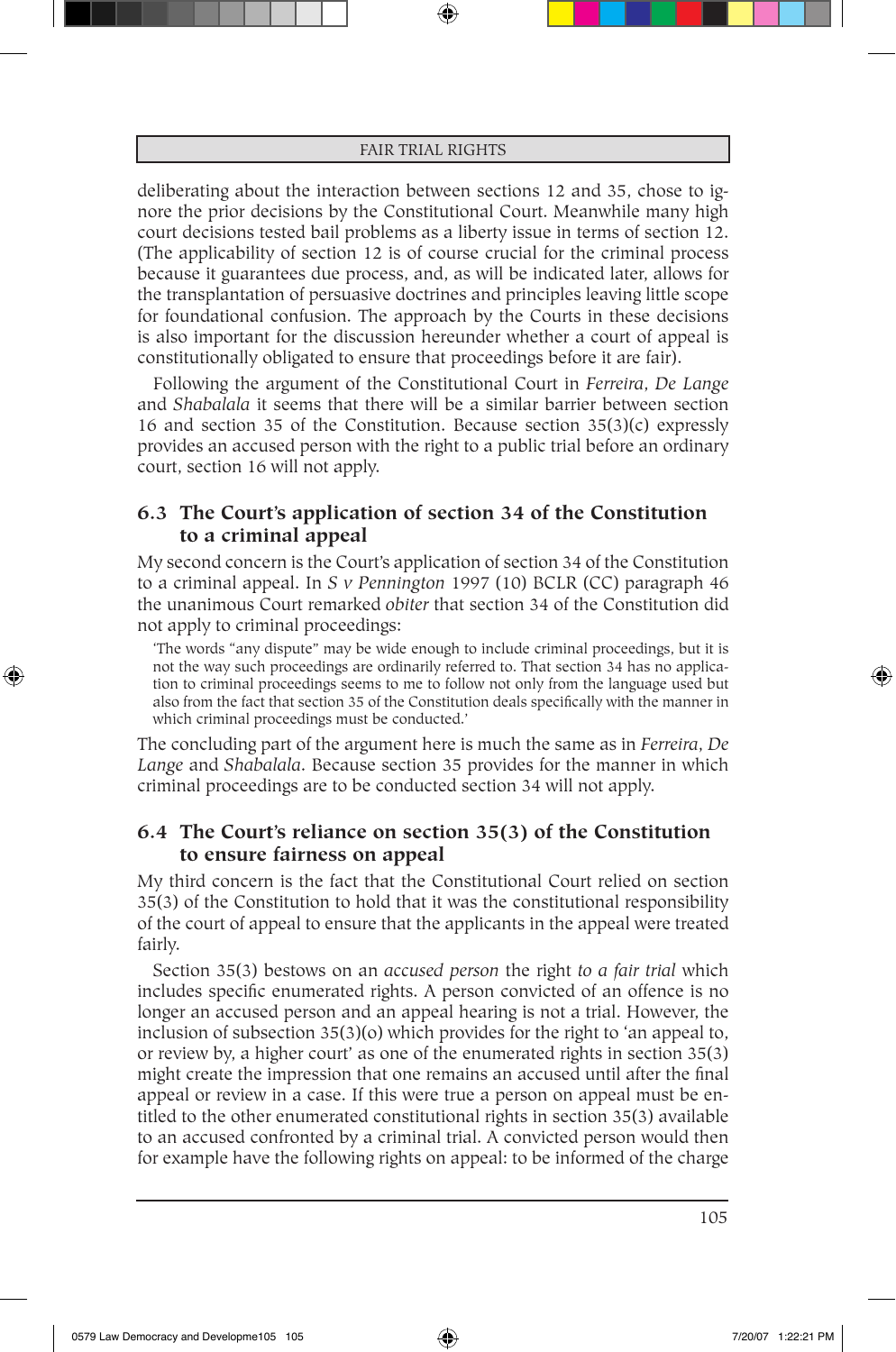deliberating about the interaction between sections 12 and 35, chose to ignore the prior decisions by the Constitutional Court. Meanwhile many high court decisions tested bail problems as a liberty issue in terms of section 12. (The applicability of section 12 is of course crucial for the criminal process because it guarantees due process, and, as will be indicated later, allows for the transplantation of persuasive doctrines and principles leaving little scope for foundational confusion. The approach by the Courts in these decisions is also important for the discussion hereunder whether a court of appeal is constitutionally obligated to ensure that proceedings before it are fair).

Following the argument of the Constitutional Court in *Ferreira, De Lange* and *Shabalala* it seems that there will be a similar barrier between section 16 and section 35 of the Constitution. Because section 35(3)(c) expressly provides an accused person with the right to a public trial before an ordinary court, section 16 will not apply.

## 6.3 The Court's application of section 34 of the Constitution to a criminal appeal

My second concern is the Court's application of section 34 of the Constitution to a criminal appeal. In *S v Pennington* 1997 (10) BCLR (CC) paragraph 46 the unanimous Court remarked *obiter* that section 34 of the Constitution did not apply to criminal proceedings:

> 'The words "any dispute" may be wide enough to include criminal proceedings, but it is not the way such proceedings are ordinarily referred to. That section 34 has no application to criminal proceedings seems to me to follow not only from the language used but also from the fact that section 35 of the Constitution deals specifically with the manner in which criminal proceedings must be conducted.'

The concluding part of the argument here is much the same as in *Ferreira, De Lange* and *Shabalala*. Because section 35 provides for the manner in which criminal proceedings are to be conducted section 34 will not apply.

## 6.4 The Court's reliance on section 35(3) of the Constitution to ensure fairness on appeal

My third concern is the fact that the Constitutional Court relied on section 35(3) of the Constitution to hold that it was the constitutional responsibility of the court of appeal to ensure that the applicants in the appeal were treated fairly.

Section 35(3) bestows on an *accused person* the right *to a fair trial* which includes specific enumerated rights. A person convicted of an offence is no longer an accused person and an appeal hearing is not a trial. However, the inclusion of subsection 35(3)(o) which provides for the right to 'an appeal to, or review by, a higher court' as one of the enumerated rights in section 35(3) might create the impression that one remains an accused until after the final appeal or review in a case. If this were true a person on appeal must be entitled to the other enumerated constitutional rights in section 35(3) available to an accused confronted by a criminal trial. A convicted person would then for example have the following rights on appeal: to be informed of the charge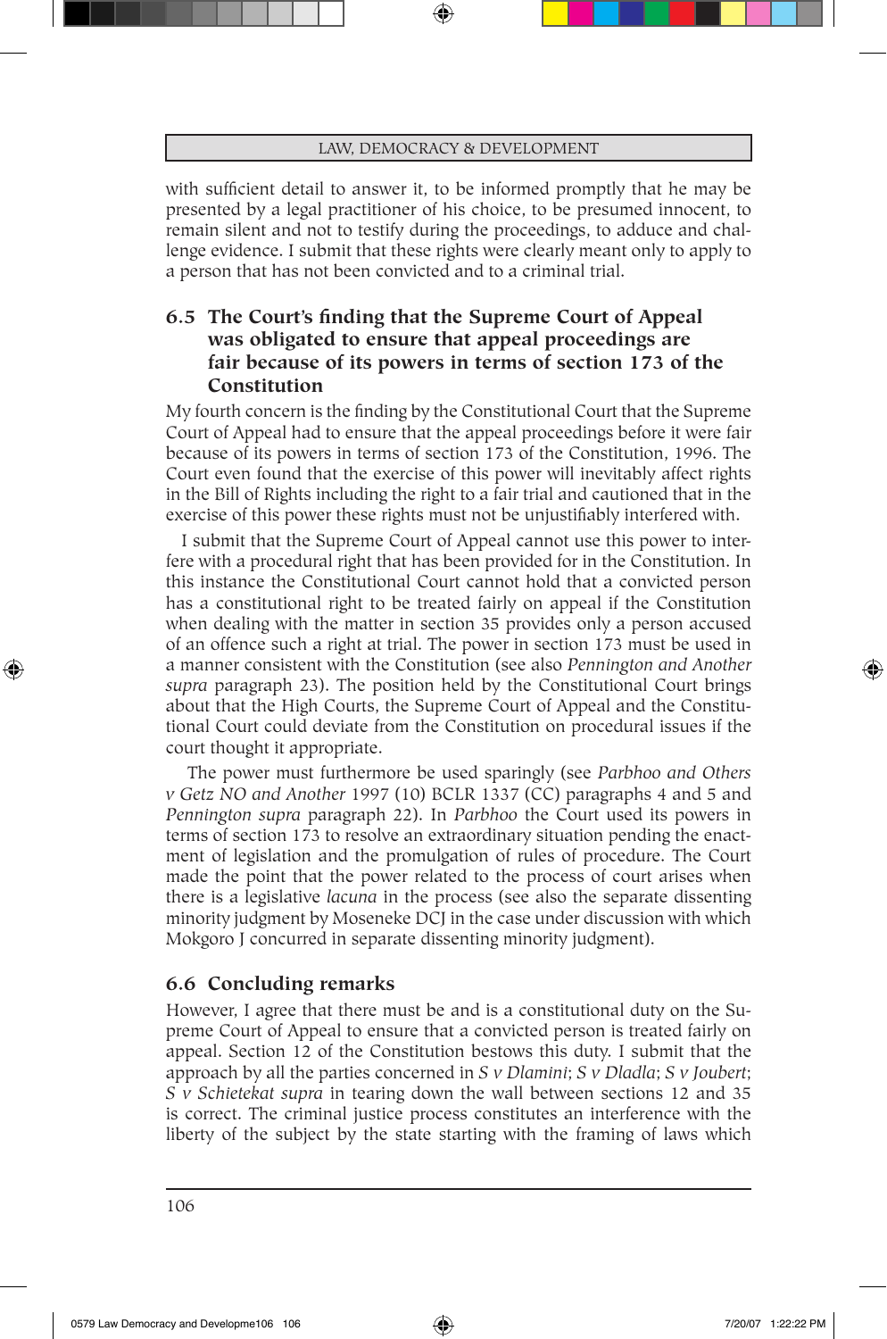with sufficient detail to answer it, to be informed promptly that he may be presented by a legal practitioner of his choice, to be presumed innocent, to remain silent and not to testify during the proceedings, to adduce and challenge evidence. I submit that these rights were clearly meant only to apply to a person that has not been convicted and to a criminal trial.

### 6.5 The Court's finding that the Supreme Court of Appeal was obligated to ensure that appeal proceedings are fair because of its powers in terms of section 173 of the Constitution

My fourth concern is the finding by the Constitutional Court that the Supreme Court of Appeal had to ensure that the appeal proceedings before it were fair because of its powers in terms of section 173 of the Constitution, 1996. The Court even found that the exercise of this power will inevitably affect rights in the Bill of Rights including the right to a fair trial and cautioned that in the exercise of this power these rights must not be unjustifiably interfered with.

I submit that the Supreme Court of Appeal cannot use this power to interfere with a procedural right that has been provided for in the Constitution. In this instance the Constitutional Court cannot hold that a convicted person has a constitutional right to be treated fairly on appeal if the Constitution when dealing with the matter in section 35 provides only a person accused of an offence such a right at trial. The power in section 173 must be used in a manner consistent with the Constitution (see also *Pennington and Another supra* paragraph 23). The position held by the Constitutional Court brings about that the High Courts, the Supreme Court of Appeal and the Constitutional Court could deviate from the Constitution on procedural issues if the court thought it appropriate.

The power must furthermore be used sparingly (see *Parbhoo and Others v Getz NO and Another* 1997 (10) BCLR 1337 (CC) paragraphs 4 and 5 and *Pennington supra* paragraph 22). In *Parbhoo* the Court used its powers in terms of section 173 to resolve an extraordinary situation pending the enactment of legislation and the promulgation of rules of procedure. The Court made the point that the power related to the process of court arises when there is a legislative *lacuna* in the process (see also the separate dissenting minority judgment by Moseneke DCJ in the case under discussion with which Mokgoro J concurred in separate dissenting minority judgment).

### 6.6 Concluding remarks

However, I agree that there must be and is a constitutional duty on the Supreme Court of Appeal to ensure that a convicted person is treated fairly on appeal. Section 12 of the Constitution bestows this duty. I submit that the approach by all the parties concerned in *S v Dlamini*; *S v Dladla*; *S v Joubert*; *S v Schietekat supra* in tearing down the wall between sections 12 and 35 is correct. The criminal justice process constitutes an interference with the liberty of the subject by the state starting with the framing of laws which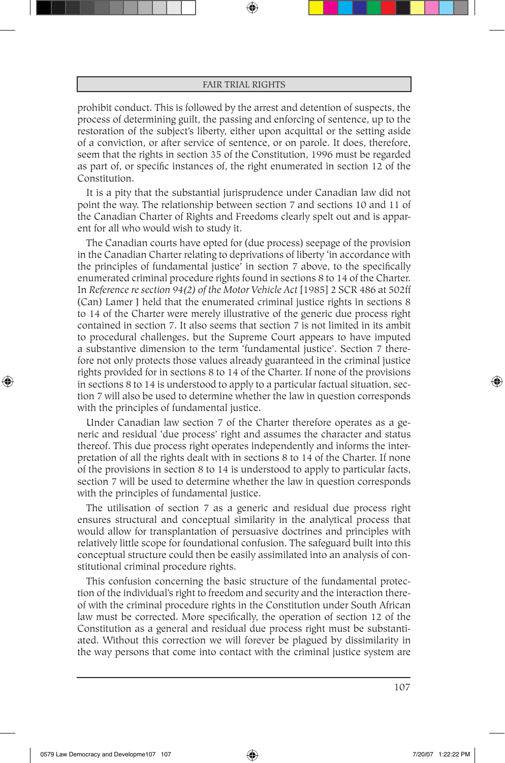prohibit conduct. This is followed by the arrest and detention of suspects, the process of determining guilt, the passing and enforcing of sentence, up to the restoration of the subject's liberty, either upon acquittal or the setting aside of a conviction, or after service of sentence, or on parole. It does, therefore, seem that the rights in section 35 of the Constitution, 1996 must be regarded as part of, or specific instances of, the right enumerated in section 12 of the Constitution.

It is a pity that the substantial jurisprudence under Canadian law did not point the way. The relationship between section 7 and sections 10 and 11 of the Canadian Charter of Rights and Freedoms clearly spelt out and is apparent for all who would wish to study it.

The Canadian courts have opted for (due process) seepage of the provision in the Canadian Charter relating to deprivations of liberty 'in accordance with the principles of fundamental justice' in section 7 above, to the specifically enumerated criminal procedure rights found in sections 8 to 14 of the Charter. In *Reference re section 94(2) of the Motor Vehicle Act* [1985] 2 SCR 486 at 502ff (Can) Lamer J held that the enumerated criminal justice rights in sections 8 to 14 of the Charter were merely illustrative of the generic due process right contained in section 7. It also seems that section 7 is not limited in its ambit to procedural challenges, but the Supreme Court appears to have imputed a substantive dimension to the term 'fundamental justice'. Section 7 therefore not only protects those values already guaranteed in the criminal justice rights provided for in sections 8 to 14 of the Charter. If none of the provisions in sections 8 to 14 is understood to apply to a particular factual situation, section 7 will also be used to determine whether the law in question corresponds with the principles of fundamental justice.

Under Canadian law section 7 of the Charter therefore operates as a generic and residual 'due process' right and assumes the character and status thereof. This due process right operates independently and informs the interpretation of all the rights dealt with in sections 8 to 14 of the Charter. If none of the provisions in section 8 to 14 is understood to apply to particular facts, section 7 will be used to determine whether the law in question corresponds with the principles of fundamental justice.

The utilisation of section 7 as a generic and residual due process right ensures structural and conceptual similarity in the analytical process that would allow for transplantation of persuasive doctrines and principles with relatively little scope for foundational confusion. The safeguard built into this conceptual structure could then be easily assimilated into an analysis of constitutional criminal procedure rights.

This confusion concerning the basic structure of the fundamental protection of the individual's right to freedom and security and the interaction thereof with the criminal procedure rights in the Constitution under South African law must be corrected. More specifically, the operation of section 12 of the Constitution as a general and residual due process right must be substantiated. Without this correction we will forever be plagued by dissimilarity in the way persons that come into contact with the criminal justice system are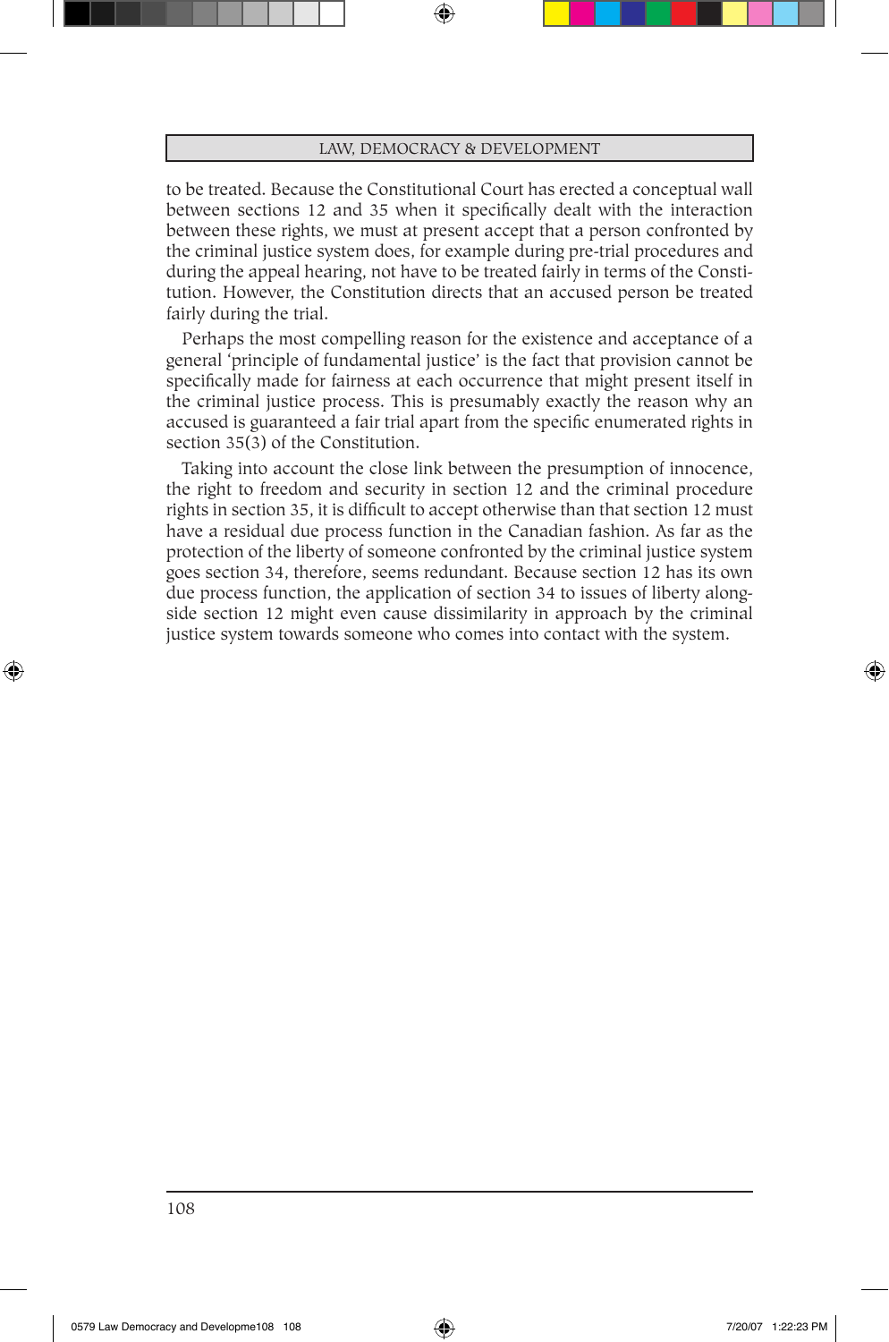to be treated. Because the Constitutional Court has erected a conceptual wall between sections 12 and 35 when it specifically dealt with the interaction between these rights, we must at present accept that a person confronted by the criminal justice system does, for example during pre-trial procedures and during the appeal hearing, not have to be treated fairly in terms of the Constitution. However, the Constitution directs that an accused person be treated fairly during the trial.

Perhaps the most compelling reason for the existence and acceptance of a general 'principle of fundamental justice' is the fact that provision cannot be specifically made for fairness at each occurrence that might present itself in the criminal justice process. This is presumably exactly the reason why an accused is guaranteed a fair trial apart from the specific enumerated rights in section 35(3) of the Constitution.

Taking into account the close link between the presumption of innocence, the right to freedom and security in section 12 and the criminal procedure rights in section 35, it is difficult to accept otherwise than that section 12 must have a residual due process function in the Canadian fashion. As far as the protection of the liberty of someone confronted by the criminal justice system goes section 34, therefore, seems redundant. Because section 12 has its own due process function, the application of section 34 to issues of liberty alongside section 12 might even cause dissimilarity in approach by the criminal justice system towards someone who comes into contact with the system.